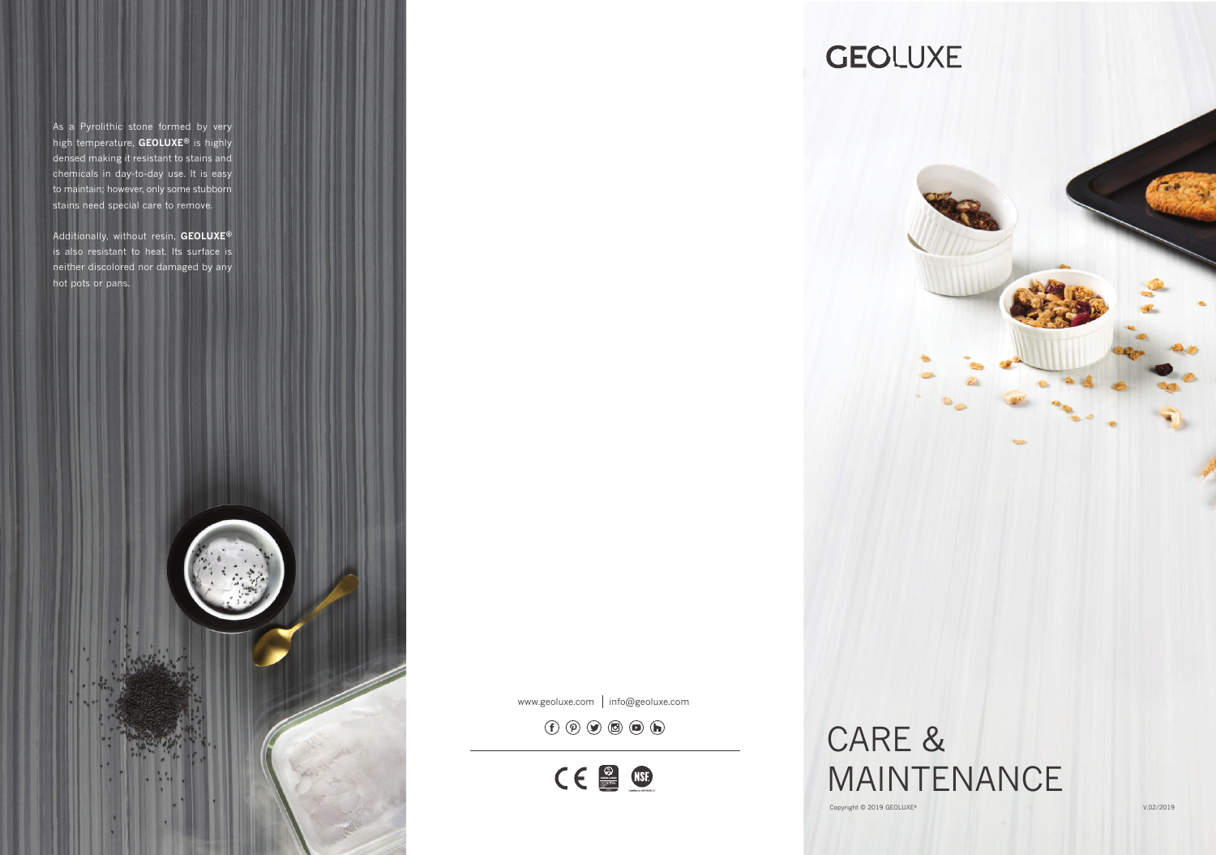As a Pyrolithic stone formed by very high temperature, **GEOLUXE®** is highly densed making it resistant to stains and chemicals in day-to-day use. It is easy to maintain; however, only some stubborn stains need special care to remove.

Additionally, without resin, **GEOLUXE®** is also resistant to heat. Its surface is neither discolored nor damaged by any hot pots or pans.

www.geoluxe.com | info@geoluxe.com

# GEOLUXE

# CARE & MAINTENANCE

Copyright © 2019 GEOLUXE®

V.02/2019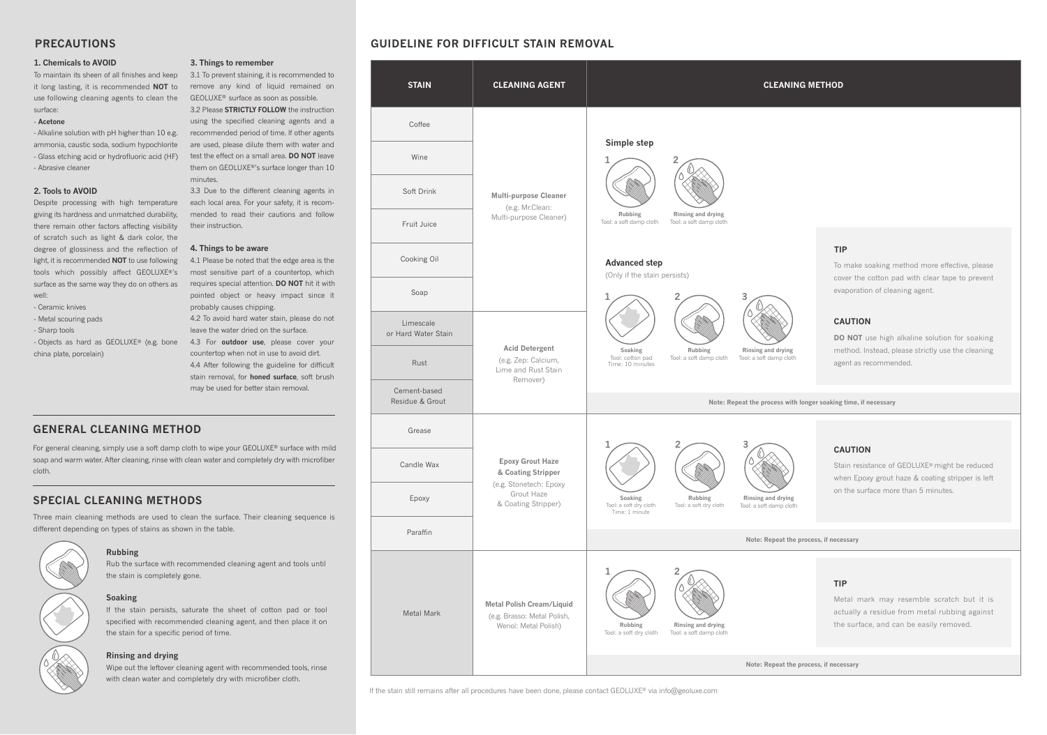## PRECAUTIONS

### 1. Chemicals to AVOID

To maintain its sheen of all finishes and keep it long lasting, it is recommended **NOT** to use following cleaning agents to clean the surface:

- **Acetone**
- Alkaline solution with pH higher than 10 e.g. ammonia, caustic soda, sodium hypochlorite
- Glass etching acid or hydrofluoric acid (HF)
- Abrasive cleaner

### 2. Tools to AVOID

Despite processing with high temperature giving its hardness and unmatched durability, there remain other factors affecting visibility of scratch such as light & dark color, the degree of glossiness and the reflection of light, it is recommended **NOT** to use following tools which possibly affect GEOLUXE®'s surface as the same way they do on others as well:

- Ceramic knives
- Metal scouring pads
- Sharp tools
- Objects as hard as GEOLUXE® (e.g. bone china plate, porcelain)

### 3. Things to remember

3.1 To prevent staining, it is recommended to remove any kind of liquid remained on GEOLUXE® surface as soon as possible.

3.2 Please **STRICTLY FOLLOW** the instruction using the specified cleaning agents and a recommended period of time. If other agents are used, please dilute them with water and test the effect on a small area. **DO NOT** leave them on GEOLUXE®'s surface longer than 10 minutes.

3.3 Due to the different cleaning agents in each local area. For your safety, it is recommended to read their cautions and follow their instruction.

### 4. Things to be aware

4.1 Please be noted that the edge area is the most sensitive part of a countertop, which requires special attention. **DO NOT** hit it with pointed object or heavy impact since it probably causes chipping.

4.2 To avoid hard water stain, please do not leave the water dried on the surface.

4.3 For **outdoor use**, please cover your countertop when not in use to avoid dirt.

4.4 After following the guideline for difficult stain removal, for **honed surface**, soft brush may be used for better stain removal.

## GENERAL CLEANING METHOD

For general cleaning, simply use a soft damp cloth to wipe your GEOLUXE® surface with mild soap and warm water. After cleaning, rinse with clean water and completely dry with microfiber cloth.

## SPECIAL CLEANING METHODS

Three main cleaning methods are used to clean the surface. Their cleaning sequence is different depending on types of stains as shown in the table.

**Rubbing**
Rub the surface with recommended cleaning agent and tools until the stain is completely gone.

**Soaking**
If the stain persists, saturate the sheet of cotton pad or tool specified with recommended cleaning agent, and then place it on the stain for a specific period of time.

**Rinsing and drying**
Wipe out the leftover cleaning agent with recommended tools, rinse with clean water and completely dry with microfiber cloth.

## GUIDELINE FOR DIFFICULT STAIN REMOVAL

| STAIN | CLEANING AGENT | CLEANING METHOD |
|---|---|---|
| Coffee<br>Wine<br>Soft Drink<br>Fruit Juice<br>Cooking Oil<br>Soap | **Multi-purpose Cleaner**<br>(e.g. Mr.Clean: Multi-purpose Cleaner) | **Simple step**<br>1. Rubbing — Tool: a soft damp cloth<br>2. Rinsing and drying — Tool: a soft damp cloth<br><br>**Advanced step** (Only if the stain persists)<br>1. Soaking — Tool: cotton pad, Time: 10 minutes<br>2. Rubbing — Tool: a soft damp cloth<br>3. Rinsing and drying — Tool: a soft damp cloth<br><br>**TIP**: To make soaking method more effective, please cover the cotton pad with clear tape to prevent evaporation of cleaning agent.<br><br>**CAUTION**: **DO NOT** use high alkaline solution for soaking method. Instead, please strictly use the cleaning agent as recommended. |
| Limescale or Hard Water Stain<br>Rust<br>Cement-based Residue & Grout | **Acid Detergent**<br>(e.g. Zep: Calcium, Lime and Rust Stain Remover) | **Note: Repeat the process with longer soaking time, if necessary** |
| Grease<br>Candle Wax<br>Epoxy<br>Paraffin | **Epoxy Grout Haze & Coating Stripper**<br>(e.g. Stonetech: Epoxy Grout Haze & Coating Stripper) | 1. Soaking — Tool: a soft dry cloth, Time: 1 minute<br>2. Rubbing — Tool: a soft dry cloth<br>3. Rinsing and drying — Tool: a soft damp cloth<br><br>**CAUTION**: Stain resistance of GEOLUXE® might be reduced when Epoxy grout haze & coating stripper is left on the surface more than 5 minutes.<br><br>**Note: Repeat the process, if necessary** |
| Metal Mark | **Metal Polish Cream/Liquid**<br>(e.g. Brasso: Metal Polish, Wenol: Metal Polish) | 1. Rubbing — Tool: a soft dry cloth<br>2. Rinsing and drying — Tool: a soft damp cloth<br><br>**TIP**: Metal mark may resemble scratch but it is actually a residue from metal rubbing against the surface, and can be easily removed.<br><br>**Note: Repeat the process, if necessary** |

If the stain still remains after all procedures have been done, please contact GEOLUXE® via info@geoluxe.com